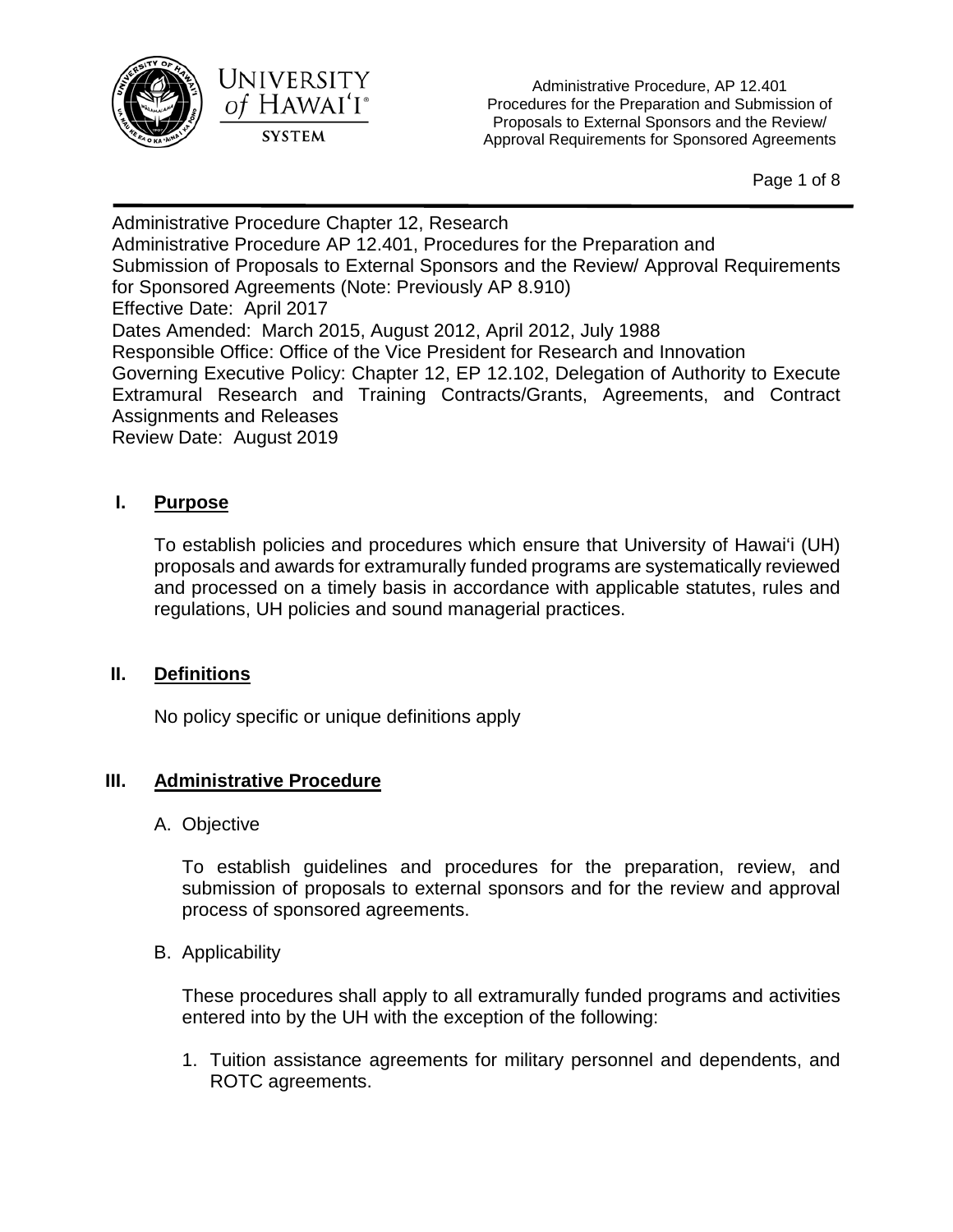Administrative Procedure Chapter 12, Research
Administrative Procedure AP 12.401, Procedures for the Preparation and Submission of Proposals to External Sponsors and the Review/ Approval Requirements for Sponsored Agreements (Note: Previously AP 8.910)
Effective Date: April 2017
Dates Amended: March 2015, August 2012, April 2012, July 1988
Responsible Office: Office of the Vice President for Research and Innovation
Governing Executive Policy: Chapter 12, EP 12.102, Delegation of Authority to Execute Extramural Research and Training Contracts/Grants, Agreements, and Contract Assignments and Releases
Review Date: August 2019

## I. Purpose

To establish policies and procedures which ensure that University of Hawaiʻi (UH) proposals and awards for extramurally funded programs are systematically reviewed and processed on a timely basis in accordance with applicable statutes, rules and regulations, UH policies and sound managerial practices.

## II. Definitions

No policy specific or unique definitions apply

## III. Administrative Procedure

A. Objective

To establish guidelines and procedures for the preparation, review, and submission of proposals to external sponsors and for the review and approval process of sponsored agreements.

B. Applicability

These procedures shall apply to all extramurally funded programs and activities entered into by the UH with the exception of the following:

1. Tuition assistance agreements for military personnel and dependents, and ROTC agreements.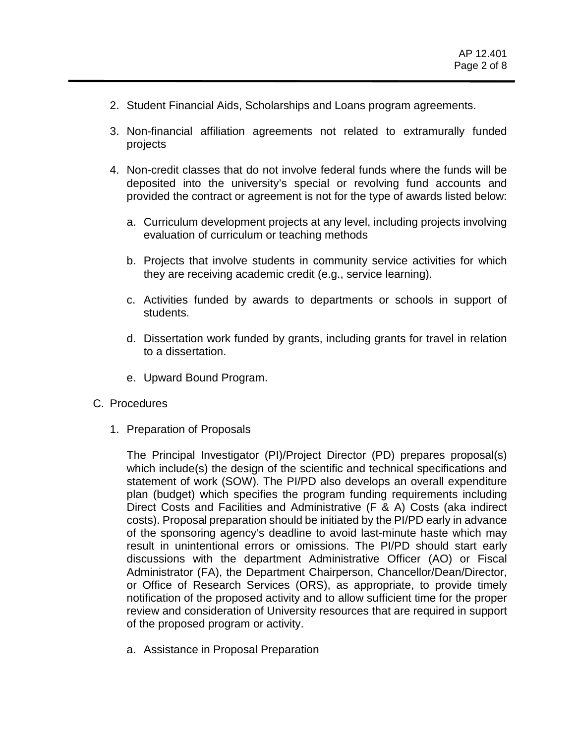2. Student Financial Aids, Scholarships and Loans program agreements.

3. Non-financial affiliation agreements not related to extramurally funded projects

4. Non-credit classes that do not involve federal funds where the funds will be deposited into the university's special or revolving fund accounts and provided the contract or agreement is not for the type of awards listed below:

   a. Curriculum development projects at any level, including projects involving evaluation of curriculum or teaching methods

   b. Projects that involve students in community service activities for which they are receiving academic credit (e.g., service learning).

   c. Activities funded by awards to departments or schools in support of students.

   d. Dissertation work funded by grants, including grants for travel in relation to a dissertation.

   e. Upward Bound Program.

C. Procedures

1. Preparation of Proposals

   The Principal Investigator (PI)/Project Director (PD) prepares proposal(s) which include(s) the design of the scientific and technical specifications and statement of work (SOW). The PI/PD also develops an overall expenditure plan (budget) which specifies the program funding requirements including Direct Costs and Facilities and Administrative (F & A) Costs (aka indirect costs). Proposal preparation should be initiated by the PI/PD early in advance of the sponsoring agency's deadline to avoid last-minute haste which may result in unintentional errors or omissions. The PI/PD should start early discussions with the department Administrative Officer (AO) or Fiscal Administrator (FA), the Department Chairperson, Chancellor/Dean/Director, or Office of Research Services (ORS), as appropriate, to provide timely notification of the proposed activity and to allow sufficient time for the proper review and consideration of University resources that are required in support of the proposed program or activity.

   a. Assistance in Proposal Preparation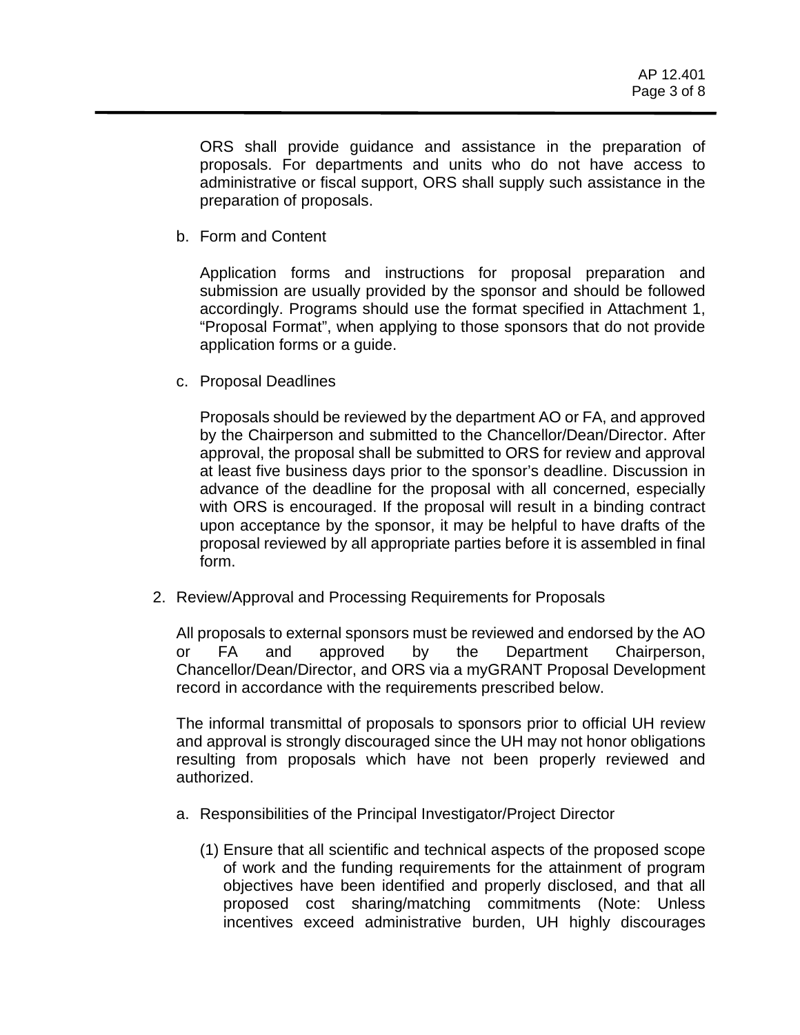ORS shall provide guidance and assistance in the preparation of proposals. For departments and units who do not have access to administrative or fiscal support, ORS shall supply such assistance in the preparation of proposals.

b. Form and Content

Application forms and instructions for proposal preparation and submission are usually provided by the sponsor and should be followed accordingly. Programs should use the format specified in Attachment 1, "Proposal Format", when applying to those sponsors that do not provide application forms or a guide.

c. Proposal Deadlines

Proposals should be reviewed by the department AO or FA, and approved by the Chairperson and submitted to the Chancellor/Dean/Director. After approval, the proposal shall be submitted to ORS for review and approval at least five business days prior to the sponsor's deadline. Discussion in advance of the deadline for the proposal with all concerned, especially with ORS is encouraged. If the proposal will result in a binding contract upon acceptance by the sponsor, it may be helpful to have drafts of the proposal reviewed by all appropriate parties before it is assembled in final form.

2. Review/Approval and Processing Requirements for Proposals

All proposals to external sponsors must be reviewed and endorsed by the AO or FA and approved by the Department Chairperson, Chancellor/Dean/Director, and ORS via a myGRANT Proposal Development record in accordance with the requirements prescribed below.

The informal transmittal of proposals to sponsors prior to official UH review and approval is strongly discouraged since the UH may not honor obligations resulting from proposals which have not been properly reviewed and authorized.

a. Responsibilities of the Principal Investigator/Project Director

(1) Ensure that all scientific and technical aspects of the proposed scope of work and the funding requirements for the attainment of program objectives have been identified and properly disclosed, and that all proposed cost sharing/matching commitments (Note: Unless incentives exceed administrative burden, UH highly discourages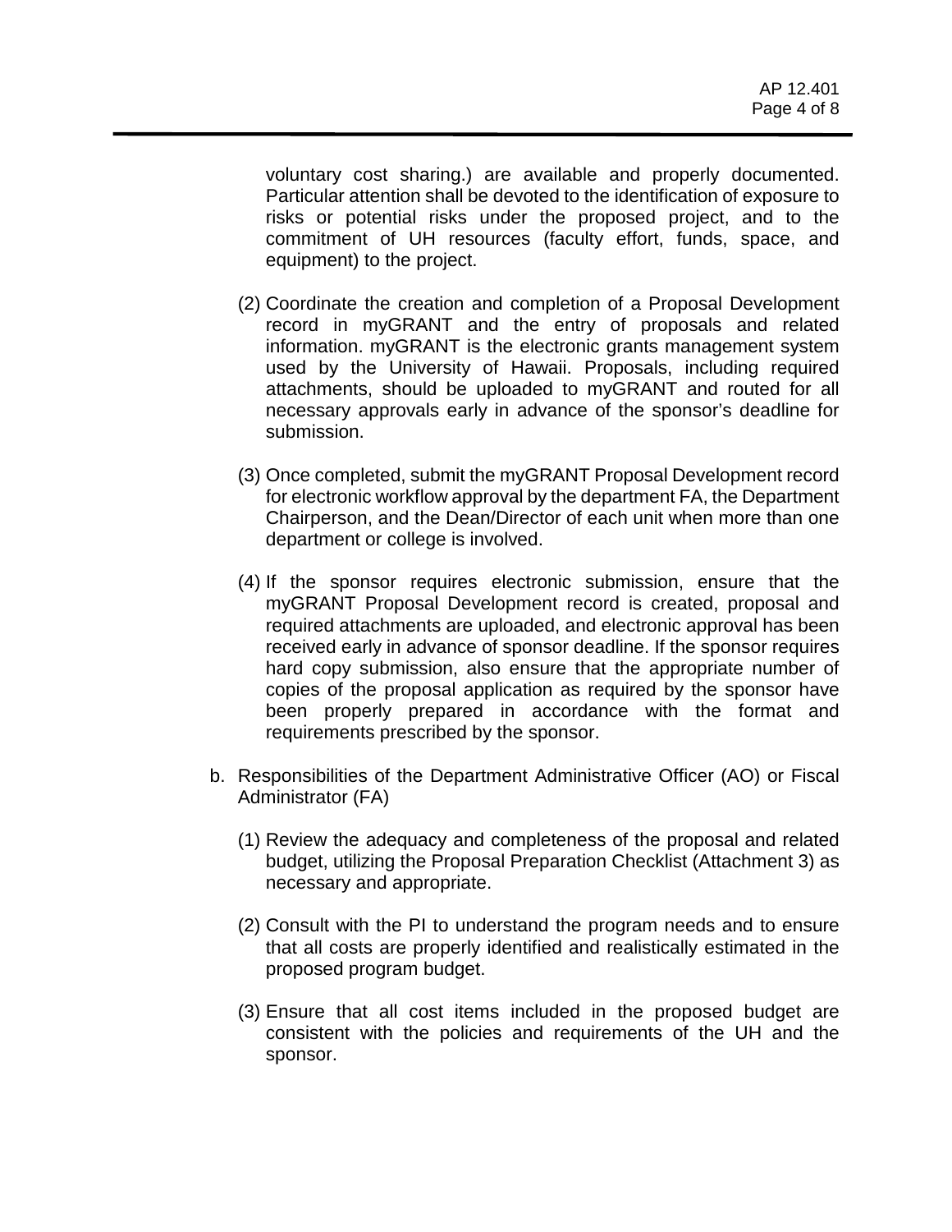voluntary cost sharing.) are available and properly documented. Particular attention shall be devoted to the identification of exposure to risks or potential risks under the proposed project, and to the commitment of UH resources (faculty effort, funds, space, and equipment) to the project.

(2) Coordinate the creation and completion of a Proposal Development record in myGRANT and the entry of proposals and related information. myGRANT is the electronic grants management system used by the University of Hawaii. Proposals, including required attachments, should be uploaded to myGRANT and routed for all necessary approvals early in advance of the sponsor's deadline for submission.

(3) Once completed, submit the myGRANT Proposal Development record for electronic workflow approval by the department FA, the Department Chairperson, and the Dean/Director of each unit when more than one department or college is involved.

(4) If the sponsor requires electronic submission, ensure that the myGRANT Proposal Development record is created, proposal and required attachments are uploaded, and electronic approval has been received early in advance of sponsor deadline. If the sponsor requires hard copy submission, also ensure that the appropriate number of copies of the proposal application as required by the sponsor have been properly prepared in accordance with the format and requirements prescribed by the sponsor.

b. Responsibilities of the Department Administrative Officer (AO) or Fiscal Administrator (FA)

(1) Review the adequacy and completeness of the proposal and related budget, utilizing the Proposal Preparation Checklist (Attachment 3) as necessary and appropriate.

(2) Consult with the PI to understand the program needs and to ensure that all costs are properly identified and realistically estimated in the proposed program budget.

(3) Ensure that all cost items included in the proposed budget are consistent with the policies and requirements of the UH and the sponsor.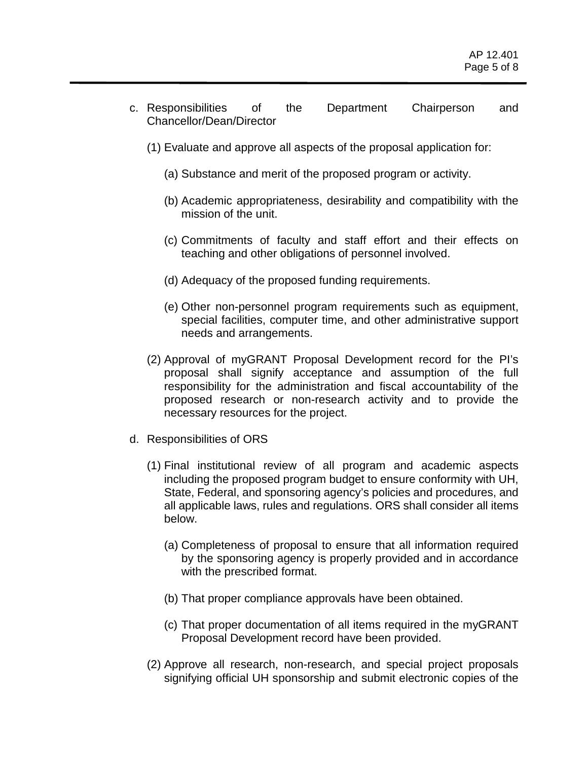c. Responsibilities of the Department Chairperson and Chancellor/Dean/Director

   (1) Evaluate and approve all aspects of the proposal application for:

      (a) Substance and merit of the proposed program or activity.

      (b) Academic appropriateness, desirability and compatibility with the mission of the unit.

      (c) Commitments of faculty and staff effort and their effects on teaching and other obligations of personnel involved.

      (d) Adequacy of the proposed funding requirements.

      (e) Other non-personnel program requirements such as equipment, special facilities, computer time, and other administrative support needs and arrangements.

   (2) Approval of myGRANT Proposal Development record for the PI's proposal shall signify acceptance and assumption of the full responsibility for the administration and fiscal accountability of the proposed research or non-research activity and to provide the necessary resources for the project.

d. Responsibilities of ORS

   (1) Final institutional review of all program and academic aspects including the proposed program budget to ensure conformity with UH, State, Federal, and sponsoring agency's policies and procedures, and all applicable laws, rules and regulations. ORS shall consider all items below.

      (a) Completeness of proposal to ensure that all information required by the sponsoring agency is properly provided and in accordance with the prescribed format.

      (b) That proper compliance approvals have been obtained.

      (c) That proper documentation of all items required in the myGRANT Proposal Development record have been provided.

   (2) Approve all research, non-research, and special project proposals signifying official UH sponsorship and submit electronic copies of the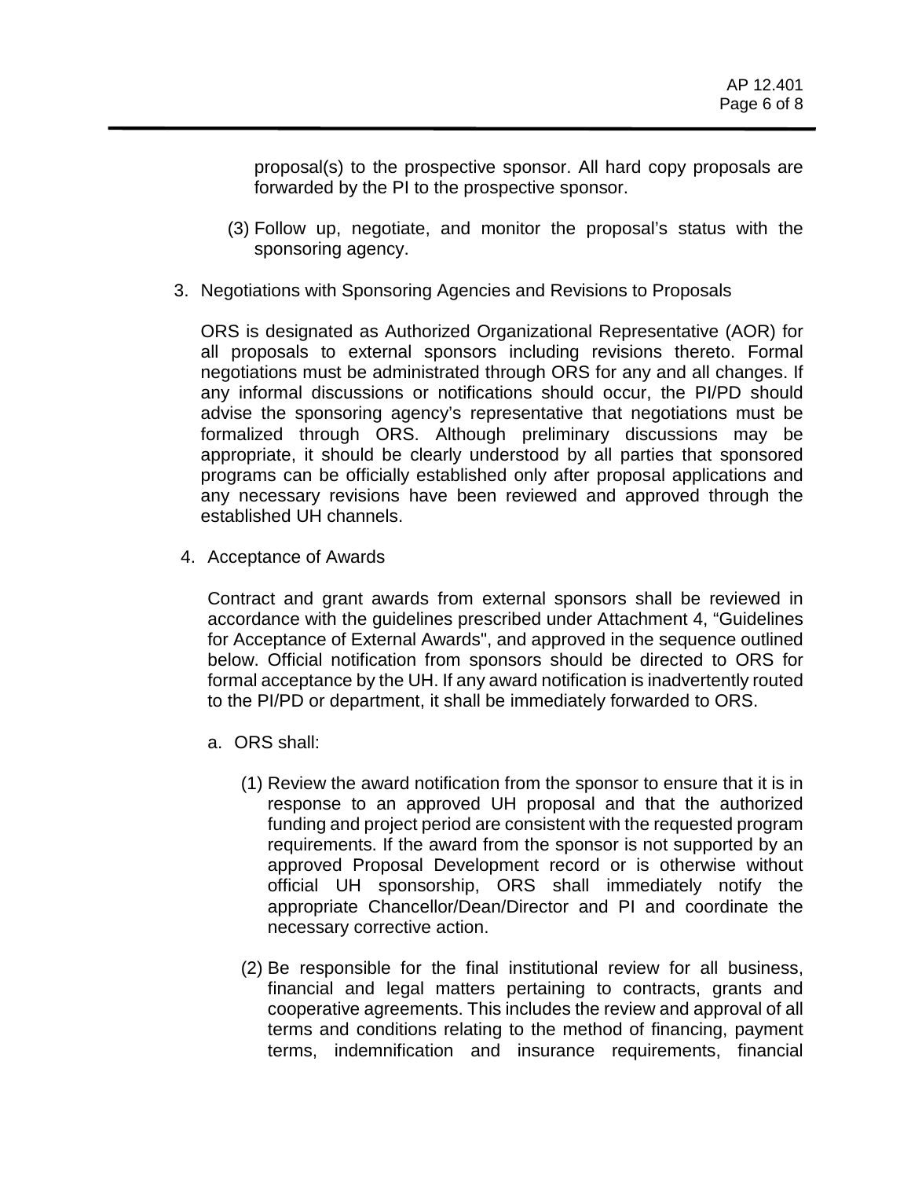proposal(s) to the prospective sponsor. All hard copy proposals are forwarded by the PI to the prospective sponsor.

(3) Follow up, negotiate, and monitor the proposal's status with the sponsoring agency.

3. Negotiations with Sponsoring Agencies and Revisions to Proposals

   ORS is designated as Authorized Organizational Representative (AOR) for all proposals to external sponsors including revisions thereto. Formal negotiations must be administrated through ORS for any and all changes. If any informal discussions or notifications should occur, the PI/PD should advise the sponsoring agency's representative that negotiations must be formalized through ORS. Although preliminary discussions may be appropriate, it should be clearly understood by all parties that sponsored programs can be officially established only after proposal applications and any necessary revisions have been reviewed and approved through the established UH channels.

4. Acceptance of Awards

   Contract and grant awards from external sponsors shall be reviewed in accordance with the guidelines prescribed under Attachment 4, "Guidelines for Acceptance of External Awards", and approved in the sequence outlined below. Official notification from sponsors should be directed to ORS for formal acceptance by the UH. If any award notification is inadvertently routed to the PI/PD or department, it shall be immediately forwarded to ORS.

   a. ORS shall:

      (1) Review the award notification from the sponsor to ensure that it is in response to an approved UH proposal and that the authorized funding and project period are consistent with the requested program requirements. If the award from the sponsor is not supported by an approved Proposal Development record or is otherwise without official UH sponsorship, ORS shall immediately notify the appropriate Chancellor/Dean/Director and PI and coordinate the necessary corrective action.

      (2) Be responsible for the final institutional review for all business, financial and legal matters pertaining to contracts, grants and cooperative agreements. This includes the review and approval of all terms and conditions relating to the method of financing, payment terms, indemnification and insurance requirements, financial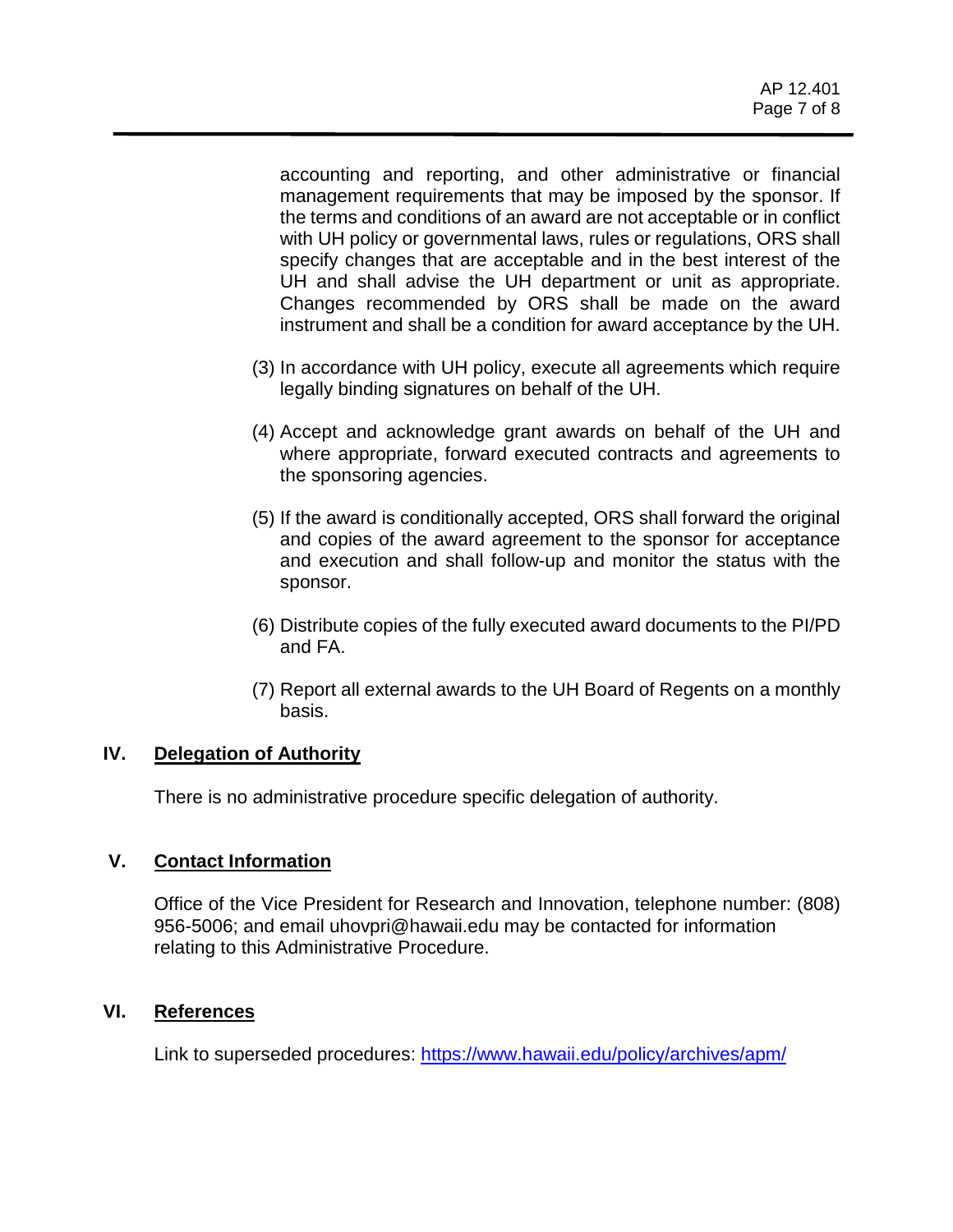accounting and reporting, and other administrative or financial management requirements that may be imposed by the sponsor. If the terms and conditions of an award are not acceptable or in conflict with UH policy or governmental laws, rules or regulations, ORS shall specify changes that are acceptable and in the best interest of the UH and shall advise the UH department or unit as appropriate. Changes recommended by ORS shall be made on the award instrument and shall be a condition for award acceptance by the UH.

(3) In accordance with UH policy, execute all agreements which require legally binding signatures on behalf of the UH.

(4) Accept and acknowledge grant awards on behalf of the UH and where appropriate, forward executed contracts and agreements to the sponsoring agencies.

(5) If the award is conditionally accepted, ORS shall forward the original and copies of the award agreement to the sponsor for acceptance and execution and shall follow-up and monitor the status with the sponsor.

(6) Distribute copies of the fully executed award documents to the PI/PD and FA.

(7) Report all external awards to the UH Board of Regents on a monthly basis.

## IV. Delegation of Authority

There is no administrative procedure specific delegation of authority.

## V. Contact Information

Office of the Vice President for Research and Innovation, telephone number: (808) 956-5006; and email uhovpri@hawaii.edu may be contacted for information relating to this Administrative Procedure.

## VI. References

Link to superseded procedures: [https://www.hawaii.edu/policy/archives/apm/](https://www.hawaii.edu/policy/archives/apm/)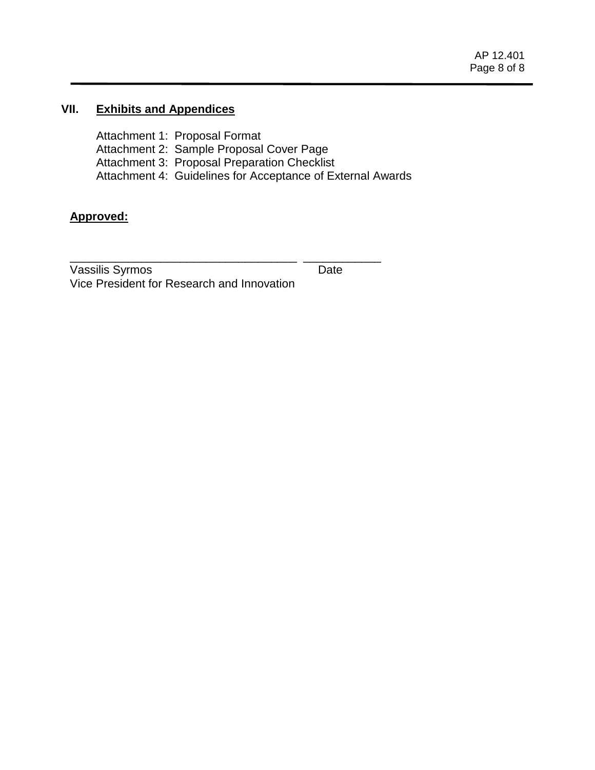## VII. Exhibits and Appendices

Attachment 1: Proposal Format
Attachment 2: Sample Proposal Cover Page
Attachment 3: Proposal Preparation Checklist
Attachment 4: Guidelines for Acceptance of External Awards

**Approved:**

_________________________________ ____________
Vassilis Syrmos Date
Vice President for Research and Innovation